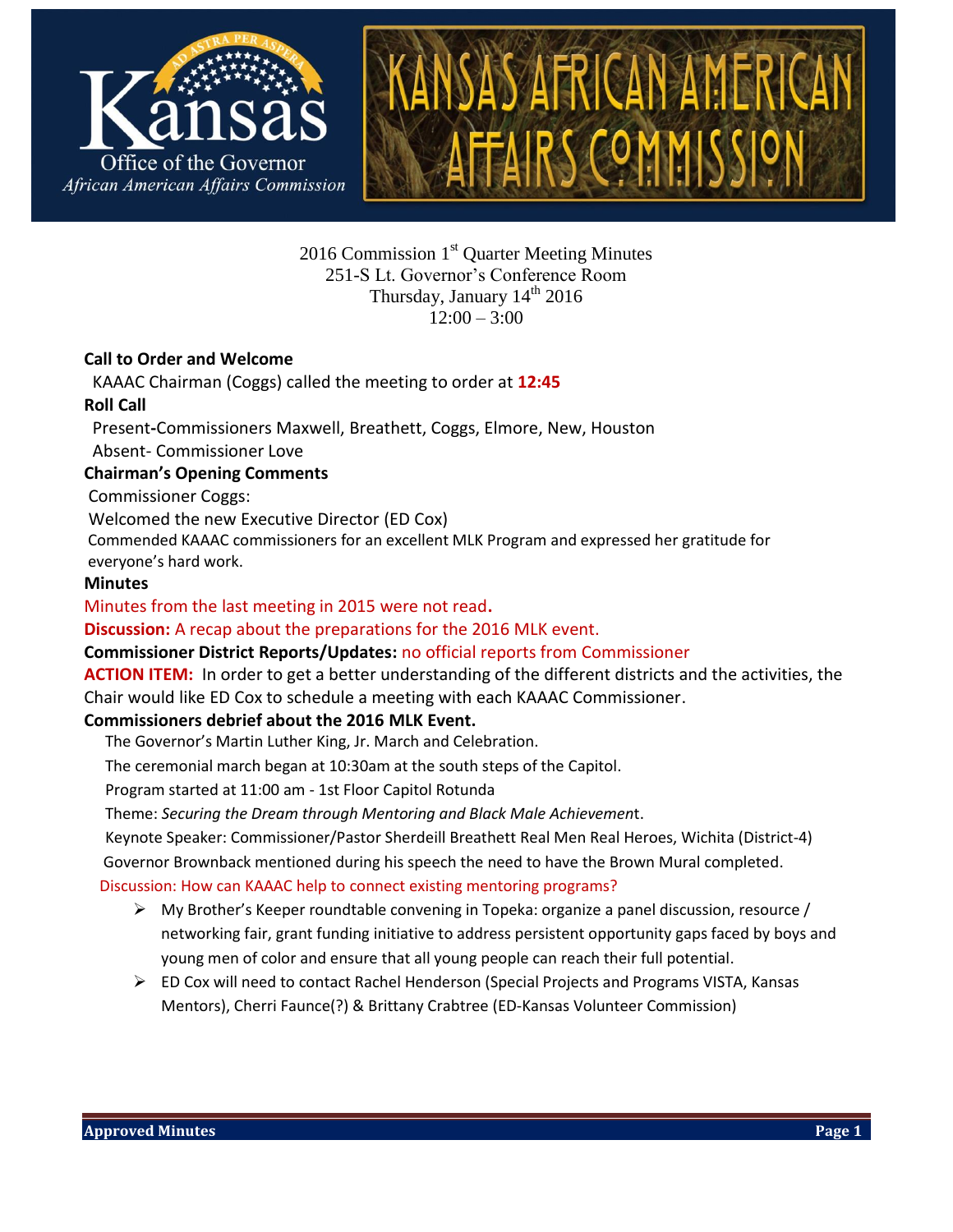Kansas
Office of the Governor
*African American Affairs Commission*

KANSAS AFRICAN AMERICAN AFFAIRS COMMISSION

2016 Commission 1st Quarter Meeting Minutes
251-S Lt. Governor's Conference Room
Thursday, January 14th 2016
12:00 – 3:00

**Call to Order and Welcome**

KAAAC Chairman (Coggs) called the meeting to order at **12:45**

**Roll Call**

Present-Commissioners Maxwell, Breathett, Coggs, Elmore, New, Houston
Absent- Commissioner Love

**Chairman's Opening Comments**

Commissioner Coggs:
Welcomed the new Executive Director (ED Cox)
Commended KAAAC commissioners for an excellent MLK Program and expressed her gratitude for everyone's hard work.

**Minutes**

Minutes from the last meeting in 2015 were not read.

**Discussion:** A recap about the preparations for the 2016 MLK event.

**Commissioner District Reports/Updates:** no official reports from Commissioner

**ACTION ITEM:** In order to get a better understanding of the different districts and the activities, the Chair would like ED Cox to schedule a meeting with each KAAAC Commissioner.

**Commissioners debrief about the 2016 MLK Event.**

The Governor's Martin Luther King, Jr. March and Celebration.
The ceremonial march began at 10:30am at the south steps of the Capitol.
Program started at 11:00 am - 1st Floor Capitol Rotunda
Theme: *Securing the Dream through Mentoring and Black Male Achievemen*t.
Keynote Speaker: Commissioner/Pastor Sherdeill Breathett Real Men Real Heroes, Wichita (District-4)
Governor Brownback mentioned during his speech the need to have the Brown Mural completed.

Discussion: How can KAAAC help to connect existing mentoring programs?

- My Brother's Keeper roundtable convening in Topeka: organize a panel discussion, resource / networking fair, grant funding initiative to address persistent opportunity gaps faced by boys and young men of color and ensure that all young people can reach their full potential.
- ED Cox will need to contact Rachel Henderson (Special Projects and Programs VISTA, Kansas Mentors), Cherri Faunce(?) & Brittany Crabtree (ED-Kansas Volunteer Commission)

**Approved Minutes**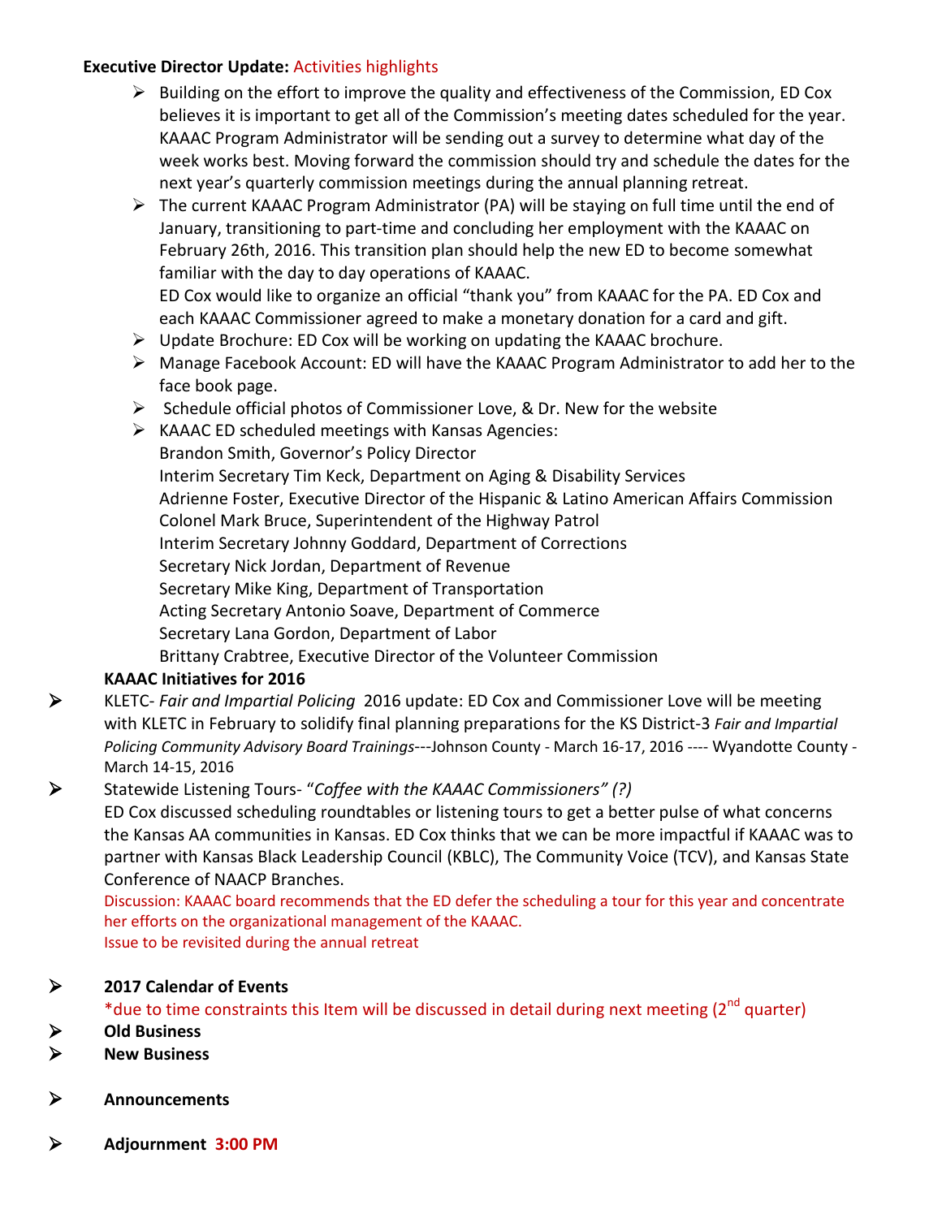**Executive Director Update:** Activities highlights

- Building on the effort to improve the quality and effectiveness of the Commission, ED Cox believes it is important to get all of the Commission's meeting dates scheduled for the year. KAAAC Program Administrator will be sending out a survey to determine what day of the week works best. Moving forward the commission should try and schedule the dates for the next year's quarterly commission meetings during the annual planning retreat.
- The current KAAAC Program Administrator (PA) will be staying on full time until the end of January, transitioning to part-time and concluding her employment with the KAAAC on February 26th, 2016. This transition plan should help the new ED to become somewhat familiar with the day to day operations of KAAAC.
  ED Cox would like to organize an official "thank you" from KAAAC for the PA. ED Cox and each KAAAC Commissioner agreed to make a monetary donation for a card and gift.
- Update Brochure: ED Cox will be working on updating the KAAAC brochure.
- Manage Facebook Account: ED will have the KAAAC Program Administrator to add her to the face book page.
- Schedule official photos of Commissioner Love, & Dr. New for the website
- KAAAC ED scheduled meetings with Kansas Agencies:
  Brandon Smith, Governor's Policy Director
  Interim Secretary Tim Keck, Department on Aging & Disability Services
  Adrienne Foster, Executive Director of the Hispanic & Latino American Affairs Commission
  Colonel Mark Bruce, Superintendent of the Highway Patrol
  Interim Secretary Johnny Goddard, Department of Corrections
  Secretary Nick Jordan, Department of Revenue
  Secretary Mike King, Department of Transportation
  Acting Secretary Antonio Soave, Department of Commerce
  Secretary Lana Gordon, Department of Labor
  Brittany Crabtree, Executive Director of the Volunteer Commission

**KAAAC Initiatives for 2016**

- KLETC- *Fair and Impartial Policing* 2016 update: ED Cox and Commissioner Love will be meeting with KLETC in February to solidify final planning preparations for the KS District-3 *Fair and Impartial Policing Community Advisory Board Trainings*---Johnson County - March 16-17, 2016 ---- Wyandotte County - March 14-15, 2016
- Statewide Listening Tours- "*Coffee with the KAAAC Commissioners" (?)*
  ED Cox discussed scheduling roundtables or listening tours to get a better pulse of what concerns the Kansas AA communities in Kansas. ED Cox thinks that we can be more impactful if KAAAC was to partner with Kansas Black Leadership Council (KBLC), The Community Voice (TCV), and Kansas State Conference of NAACP Branches.
  Discussion: KAAAC board recommends that the ED defer the scheduling a tour for this year and concentrate her efforts on the organizational management of the KAAAC.
  Issue to be revisited during the annual retreat

- **2017 Calendar of Events**
  *due to time constraints this Item will be discussed in detail during next meeting (2nd quarter)
- **Old Business**
- **New Business**
- **Announcements**
- **Adjournment 3:00 PM**